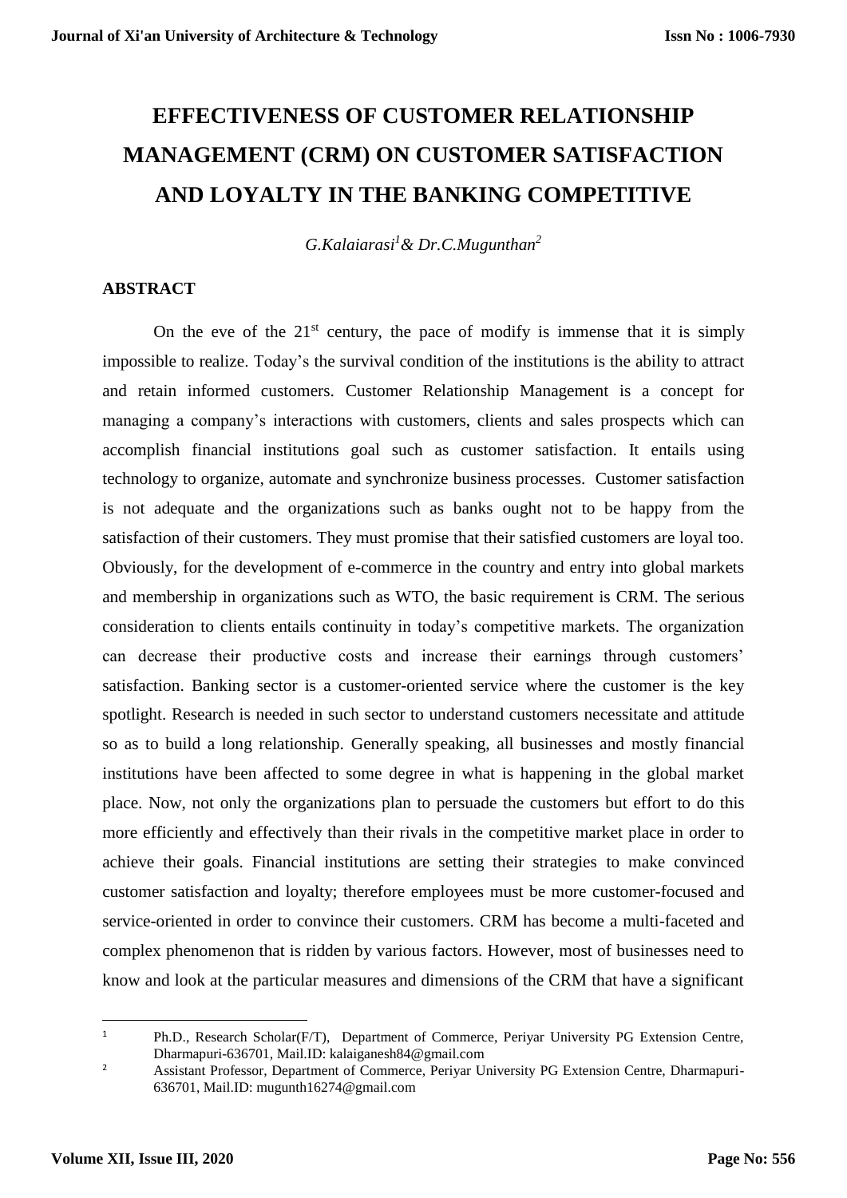# EFFECTIVENESS OF CUSTOMER RELATIONSHIP MANAGEMENT (CRM) ON CUSTOMER SATISFACTION AND LOYALTY IN THE BANKING COMPETITIVE

*G.Kalaiarasi[1] & Dr.C.Mugunthan[2]*

## ABSTRACT

On the eve of the 21st century, the pace of modify is immense that it is simply impossible to realize. Today's the survival condition of the institutions is the ability to attract and retain informed customers. Customer Relationship Management is a concept for managing a company's interactions with customers, clients and sales prospects which can accomplish financial institutions goal such as customer satisfaction. It entails using technology to organize, automate and synchronize business processes. Customer satisfaction is not adequate and the organizations such as banks ought not to be happy from the satisfaction of their customers. They must promise that their satisfied customers are loyal too. Obviously, for the development of e-commerce in the country and entry into global markets and membership in organizations such as WTO, the basic requirement is CRM. The serious consideration to clients entails continuity in today's competitive markets. The organization can decrease their productive costs and increase their earnings through customers' satisfaction. Banking sector is a customer-oriented service where the customer is the key spotlight. Research is needed in such sector to understand customers necessitate and attitude so as to build a long relationship. Generally speaking, all businesses and mostly financial institutions have been affected to some degree in what is happening in the global market place. Now, not only the organizations plan to persuade the customers but effort to do this more efficiently and effectively than their rivals in the competitive market place in order to achieve their goals. Financial institutions are setting their strategies to make convinced customer satisfaction and loyalty; therefore employees must be more customer-focused and service-oriented in order to convince their customers. CRM has become a multi-faceted and complex phenomenon that is ridden by various factors. However, most of businesses need to know and look at the particular measures and dimensions of the CRM that have a significant

---

[1] Ph.D., Research Scholar(F/T), Department of Commerce, Periyar University PG Extension Centre, Dharmapuri-636701, Mail.ID: kalaiganesh84@gmail.com

[2] Assistant Professor, Department of Commerce, Periyar University PG Extension Centre, Dharmapuri-636701, Mail.ID: mugunth16274@gmail.com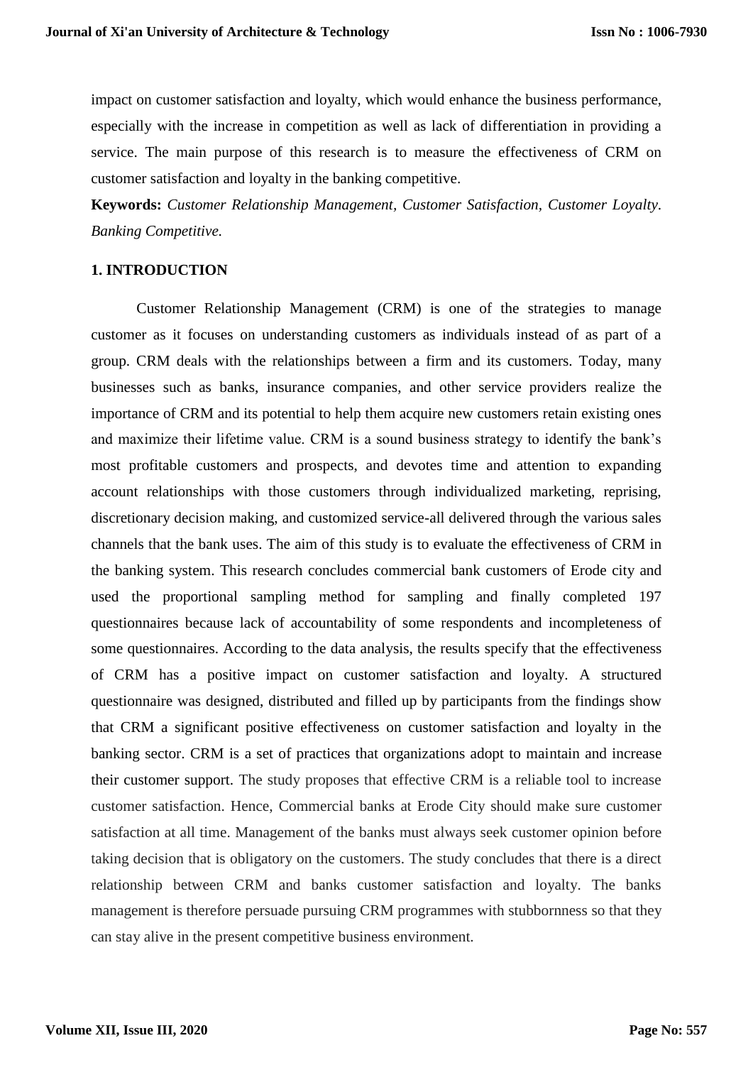impact on customer satisfaction and loyalty, which would enhance the business performance, especially with the increase in competition as well as lack of differentiation in providing a service. The main purpose of this research is to measure the effectiveness of CRM on customer satisfaction and loyalty in the banking competitive.

**Keywords:** *Customer Relationship Management, Customer Satisfaction, Customer Loyalty. Banking Competitive.*

## 1. INTRODUCTION

Customer Relationship Management (CRM) is one of the strategies to manage customer as it focuses on understanding customers as individuals instead of as part of a group. CRM deals with the relationships between a firm and its customers. Today, many businesses such as banks, insurance companies, and other service providers realize the importance of CRM and its potential to help them acquire new customers retain existing ones and maximize their lifetime value. CRM is a sound business strategy to identify the bank's most profitable customers and prospects, and devotes time and attention to expanding account relationships with those customers through individualized marketing, reprising, discretionary decision making, and customized service-all delivered through the various sales channels that the bank uses. The aim of this study is to evaluate the effectiveness of CRM in the banking system. This research concludes commercial bank customers of Erode city and used the proportional sampling method for sampling and finally completed 197 questionnaires because lack of accountability of some respondents and incompleteness of some questionnaires. According to the data analysis, the results specify that the effectiveness of CRM has a positive impact on customer satisfaction and loyalty. A structured questionnaire was designed, distributed and filled up by participants from the findings show that CRM a significant positive effectiveness on customer satisfaction and loyalty in the banking sector. CRM is a set of practices that organizations adopt to maintain and increase their customer support. The study proposes that effective CRM is a reliable tool to increase customer satisfaction. Hence, Commercial banks at Erode City should make sure customer satisfaction at all time. Management of the banks must always seek customer opinion before taking decision that is obligatory on the customers. The study concludes that there is a direct relationship between CRM and banks customer satisfaction and loyalty. The banks management is therefore persuade pursuing CRM programmes with stubbornness so that they can stay alive in the present competitive business environment.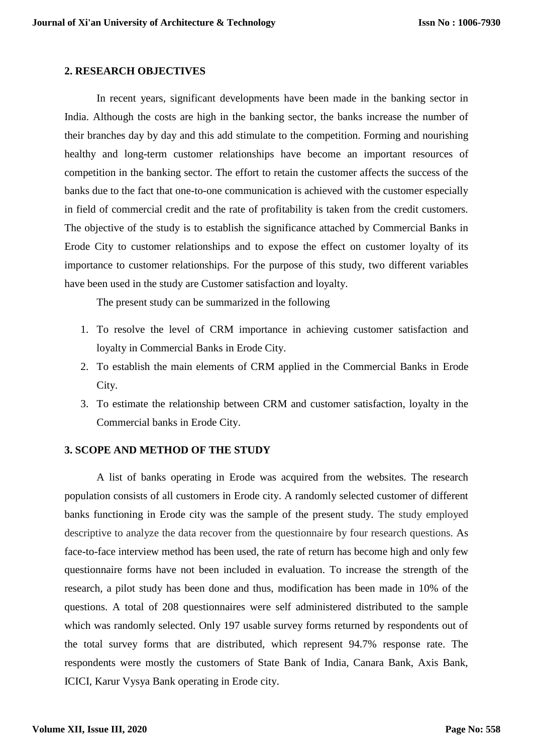## 2. RESEARCH OBJECTIVES

In recent years, significant developments have been made in the banking sector in India. Although the costs are high in the banking sector, the banks increase the number of their branches day by day and this add stimulate to the competition. Forming and nourishing healthy and long-term customer relationships have become an important resources of competition in the banking sector. The effort to retain the customer affects the success of the banks due to the fact that one-to-one communication is achieved with the customer especially in field of commercial credit and the rate of profitability is taken from the credit customers. The objective of the study is to establish the significance attached by Commercial Banks in Erode City to customer relationships and to expose the effect on customer loyalty of its importance to customer relationships. For the purpose of this study, two different variables have been used in the study are Customer satisfaction and loyalty.

The present study can be summarized in the following

1. To resolve the level of CRM importance in achieving customer satisfaction and loyalty in Commercial Banks in Erode City.
2. To establish the main elements of CRM applied in the Commercial Banks in Erode City.
3. To estimate the relationship between CRM and customer satisfaction, loyalty in the Commercial banks in Erode City.

## 3. SCOPE AND METHOD OF THE STUDY

A list of banks operating in Erode was acquired from the websites. The research population consists of all customers in Erode city. A randomly selected customer of different banks functioning in Erode city was the sample of the present study. The study employed descriptive to analyze the data recover from the questionnaire by four research questions. As face-to-face interview method has been used, the rate of return has become high and only few questionnaire forms have not been included in evaluation. To increase the strength of the research, a pilot study has been done and thus, modification has been made in 10% of the questions. A total of 208 questionnaires were self administered distributed to the sample which was randomly selected. Only 197 usable survey forms returned by respondents out of the total survey forms that are distributed, which represent 94.7% response rate. The respondents were mostly the customers of State Bank of India, Canara Bank, Axis Bank, ICICI, Karur Vysya Bank operating in Erode city.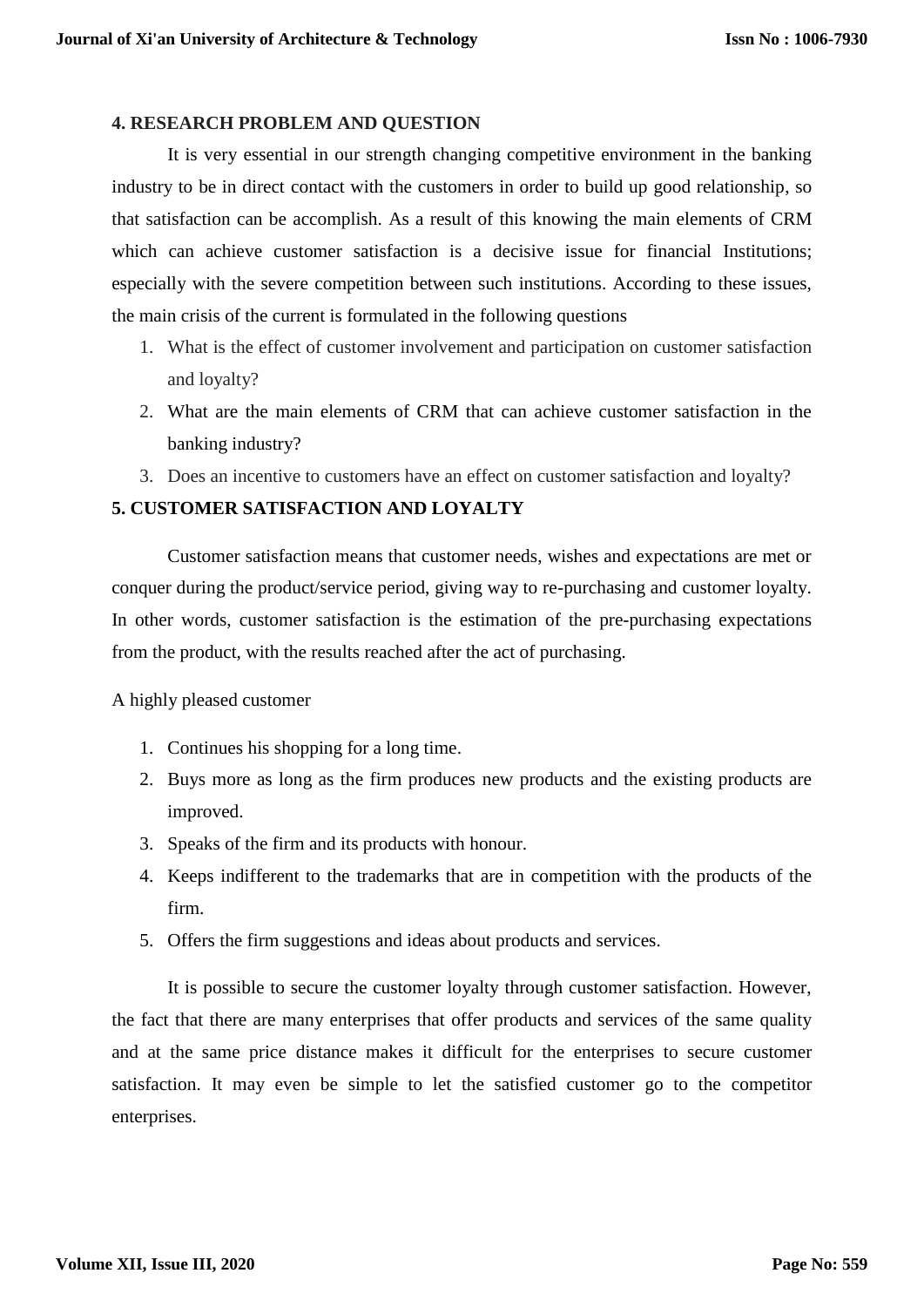## 4. RESEARCH PROBLEM AND QUESTION

It is very essential in our strength changing competitive environment in the banking industry to be in direct contact with the customers in order to build up good relationship, so that satisfaction can be accomplish. As a result of this knowing the main elements of CRM which can achieve customer satisfaction is a decisive issue for financial Institutions; especially with the severe competition between such institutions. According to these issues, the main crisis of the current is formulated in the following questions

1. What is the effect of customer involvement and participation on customer satisfaction and loyalty?
2. What are the main elements of CRM that can achieve customer satisfaction in the banking industry?
3. Does an incentive to customers have an effect on customer satisfaction and loyalty?

## 5. CUSTOMER SATISFACTION AND LOYALTY

Customer satisfaction means that customer needs, wishes and expectations are met or conquer during the product/service period, giving way to re-purchasing and customer loyalty. In other words, customer satisfaction is the estimation of the pre-purchasing expectations from the product, with the results reached after the act of purchasing.

A highly pleased customer

1. Continues his shopping for a long time.
2. Buys more as long as the firm produces new products and the existing products are improved.
3. Speaks of the firm and its products with honour.
4. Keeps indifferent to the trademarks that are in competition with the products of the firm.
5. Offers the firm suggestions and ideas about products and services.

It is possible to secure the customer loyalty through customer satisfaction. However, the fact that there are many enterprises that offer products and services of the same quality and at the same price distance makes it difficult for the enterprises to secure customer satisfaction. It may even be simple to let the satisfied customer go to the competitor enterprises.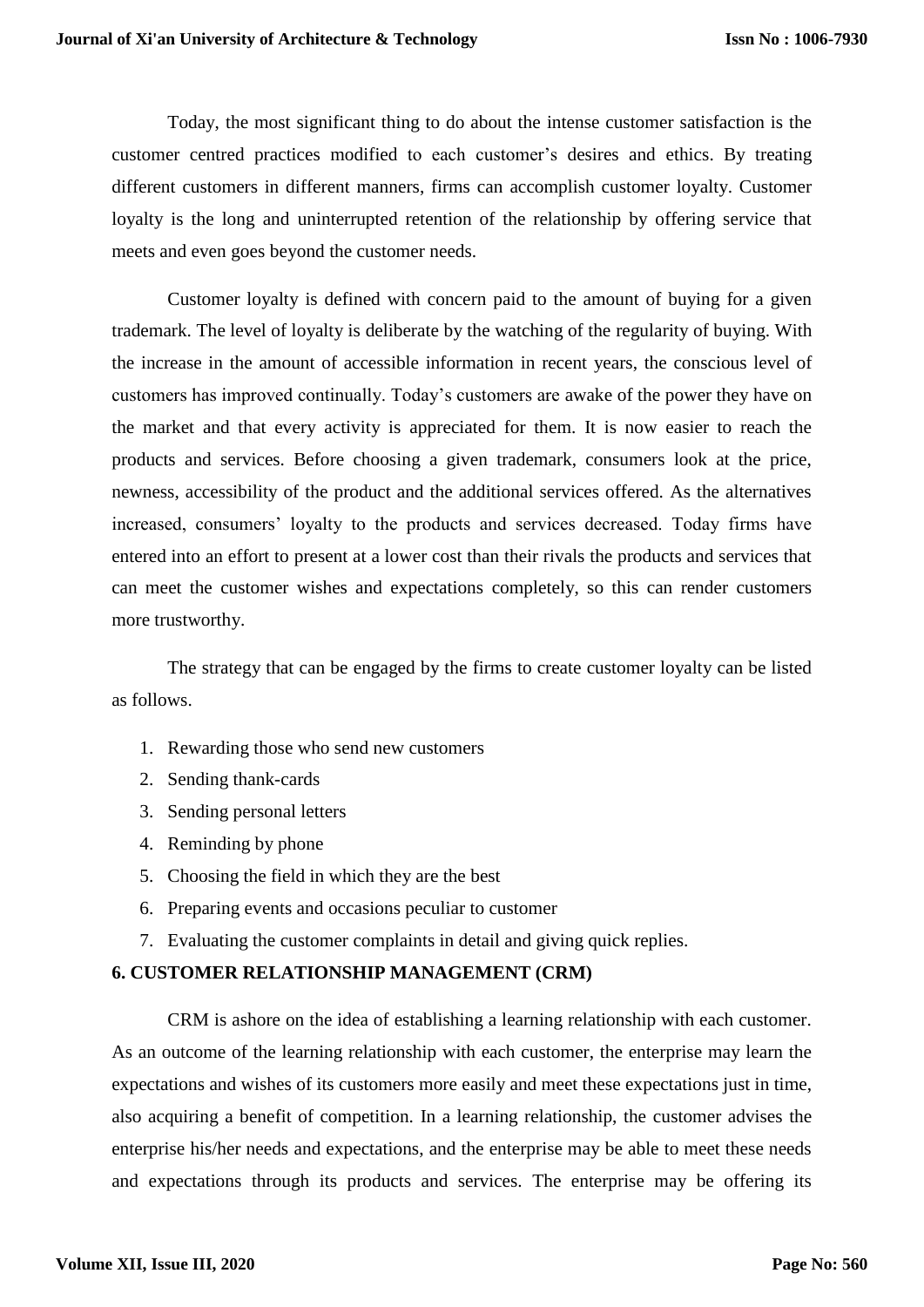Today, the most significant thing to do about the intense customer satisfaction is the customer centred practices modified to each customer's desires and ethics. By treating different customers in different manners, firms can accomplish customer loyalty. Customer loyalty is the long and uninterrupted retention of the relationship by offering service that meets and even goes beyond the customer needs.

Customer loyalty is defined with concern paid to the amount of buying for a given trademark. The level of loyalty is deliberate by the watching of the regularity of buying. With the increase in the amount of accessible information in recent years, the conscious level of customers has improved continually. Today's customers are awake of the power they have on the market and that every activity is appreciated for them. It is now easier to reach the products and services. Before choosing a given trademark, consumers look at the price, newness, accessibility of the product and the additional services offered. As the alternatives increased, consumers' loyalty to the products and services decreased. Today firms have entered into an effort to present at a lower cost than their rivals the products and services that can meet the customer wishes and expectations completely, so this can render customers more trustworthy.

The strategy that can be engaged by the firms to create customer loyalty can be listed as follows.

1. Rewarding those who send new customers
2. Sending thank-cards
3. Sending personal letters
4. Reminding by phone
5. Choosing the field in which they are the best
6. Preparing events and occasions peculiar to customer
7. Evaluating the customer complaints in detail and giving quick replies.

## 6. CUSTOMER RELATIONSHIP MANAGEMENT (CRM)

CRM is ashore on the idea of establishing a learning relationship with each customer. As an outcome of the learning relationship with each customer, the enterprise may learn the expectations and wishes of its customers more easily and meet these expectations just in time, also acquiring a benefit of competition. In a learning relationship, the customer advises the enterprise his/her needs and expectations, and the enterprise may be able to meet these needs and expectations through its products and services. The enterprise may be offering its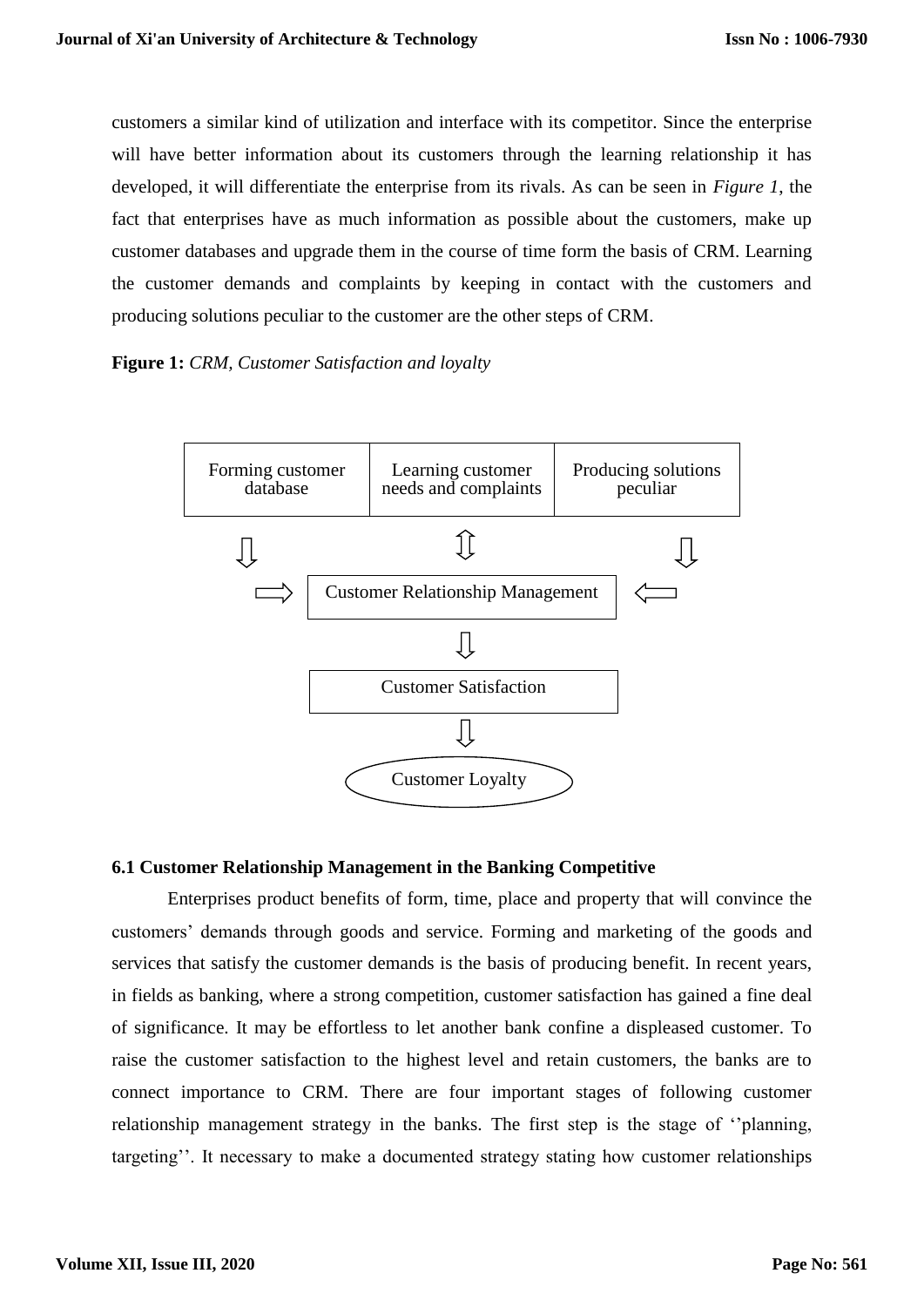customers a similar kind of utilization and interface with its competitor. Since the enterprise will have better information about its customers through the learning relationship it has developed, it will differentiate the enterprise from its rivals. As can be seen in *Figure 1,* the fact that enterprises have as much information as possible about the customers, make up customer databases and upgrade them in the course of time form the basis of CRM. Learning the customer demands and complaints by keeping in contact with the customers and producing solutions peculiar to the customer are the other steps of CRM.

**Figure 1:** *CRM, Customer Satisfaction and loyalty*

Forming customer database | Learning customer needs and complaints | Producing solutions peculiar

Customer Relationship Management

Customer Satisfaction

Customer Loyalty

### 6.1 Customer Relationship Management in the Banking Competitive

Enterprises product benefits of form, time, place and property that will convince the customers' demands through goods and service. Forming and marketing of the goods and services that satisfy the customer demands is the basis of producing benefit. In recent years, in fields as banking, where a strong competition, customer satisfaction has gained a fine deal of significance. It may be effortless to let another bank confine a displeased customer. To raise the customer satisfaction to the highest level and retain customers, the banks are to connect importance to CRM. There are four important stages of following customer relationship management strategy in the banks. The first step is the stage of ''planning, targeting''. It necessary to make a documented strategy stating how customer relationships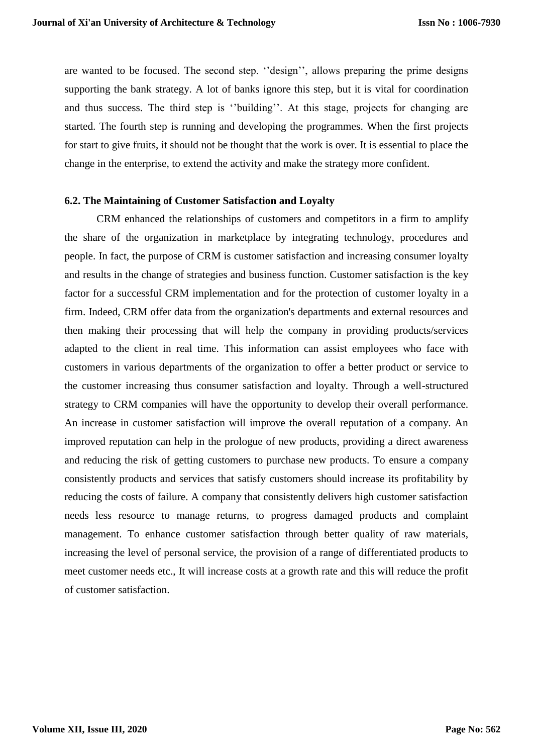are wanted to be focused. The second step. ''design'', allows preparing the prime designs supporting the bank strategy. A lot of banks ignore this step, but it is vital for coordination and thus success. The third step is ''building''. At this stage, projects for changing are started. The fourth step is running and developing the programmes. When the first projects for start to give fruits, it should not be thought that the work is over. It is essential to place the change in the enterprise, to extend the activity and make the strategy more confident.

### 6.2. The Maintaining of Customer Satisfaction and Loyalty

CRM enhanced the relationships of customers and competitors in a firm to amplify the share of the organization in marketplace by integrating technology, procedures and people. In fact, the purpose of CRM is customer satisfaction and increasing consumer loyalty and results in the change of strategies and business function. Customer satisfaction is the key factor for a successful CRM implementation and for the protection of customer loyalty in a firm. Indeed, CRM offer data from the organization's departments and external resources and then making their processing that will help the company in providing products/services adapted to the client in real time. This information can assist employees who face with customers in various departments of the organization to offer a better product or service to the customer increasing thus consumer satisfaction and loyalty. Through a well-structured strategy to CRM companies will have the opportunity to develop their overall performance. An increase in customer satisfaction will improve the overall reputation of a company. An improved reputation can help in the prologue of new products, providing a direct awareness and reducing the risk of getting customers to purchase new products. To ensure a company consistently products and services that satisfy customers should increase its profitability by reducing the costs of failure. A company that consistently delivers high customer satisfaction needs less resource to manage returns, to progress damaged products and complaint management. To enhance customer satisfaction through better quality of raw materials, increasing the level of personal service, the provision of a range of differentiated products to meet customer needs etc., It will increase costs at a growth rate and this will reduce the profit of customer satisfaction.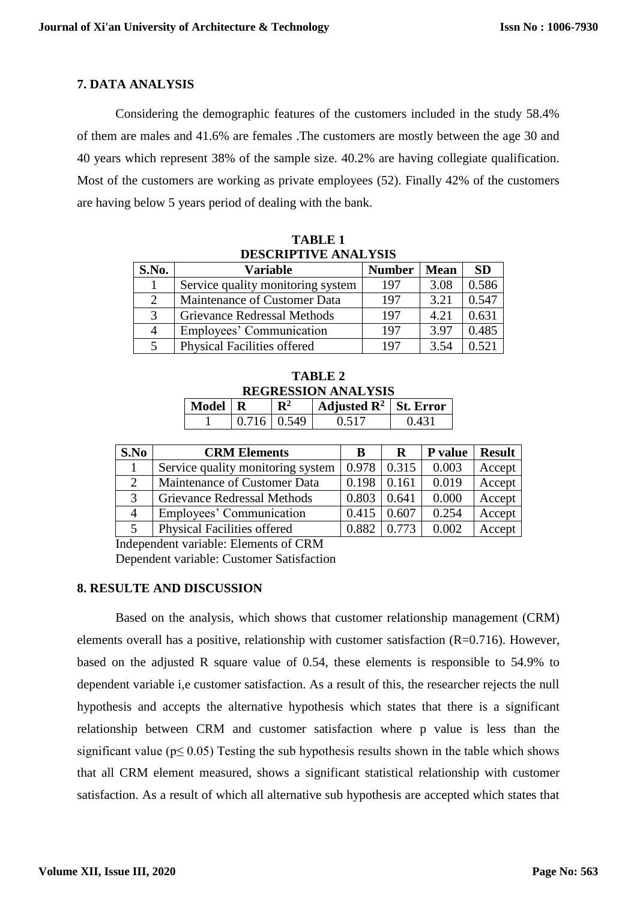## 7. DATA ANALYSIS

Considering the demographic features of the customers included in the study 58.4% of them are males and 41.6% are females .The customers are mostly between the age 30 and 40 years which represent 38% of the sample size. 40.2% are having collegiate qualification. Most of the customers are working as private employees (52). Finally 42% of the customers are having below 5 years period of dealing with the bank.

**TABLE 1**
**DESCRIPTIVE ANALYSIS**

| S.No. | Variable | Number | Mean | SD |
|---|---|---|---|---|
| 1 | Service quality monitoring system | 197 | 3.08 | 0.586 |
| 2 | Maintenance of Customer Data | 197 | 3.21 | 0.547 |
| 3 | Grievance Redressal Methods | 197 | 4.21 | 0.631 |
| 4 | Employees' Communication | 197 | 3.97 | 0.485 |
| 5 | Physical Facilities offered | 197 | 3.54 | 0.521 |

**TABLE 2**
**REGRESSION ANALYSIS**

| Model | R | $R^2$ | Adjusted $R^2$ | St. Error |
|---|---|---|---|---|
| 1 | 0.716 | 0.549 | 0.517 | 0.431 |

| S.No | CRM Elements | B | R | P value | Result |
|---|---|---|---|---|---|
| 1 | Service quality monitoring system | 0.978 | 0.315 | 0.003 | Accept |
| 2 | Maintenance of Customer Data | 0.198 | 0.161 | 0.019 | Accept |
| 3 | Grievance Redressal Methods | 0.803 | 0.641 | 0.000 | Accept |
| 4 | Employees' Communication | 0.415 | 0.607 | 0.254 | Accept |
| 5 | Physical Facilities offered | 0.882 | 0.773 | 0.002 | Accept |

Independent variable: Elements of CRM
Dependent variable: Customer Satisfaction

## 8. RESULTE AND DISCUSSION

Based on the analysis, which shows that customer relationship management (CRM) elements overall has a positive, relationship with customer satisfaction (R=0.716). However, based on the adjusted R square value of 0.54, these elements is responsible to 54.9% to dependent variable i,e customer satisfaction. As a result of this, the researcher rejects the null hypothesis and accepts the alternative hypothesis which states that there is a significant relationship between CRM and customer satisfaction where p value is less than the significant value ($p \leq 0.05$) Testing the sub hypothesis results shown in the table which shows that all CRM element measured, shows a significant statistical relationship with customer satisfaction. As a result of which all alternative sub hypothesis are accepted which states that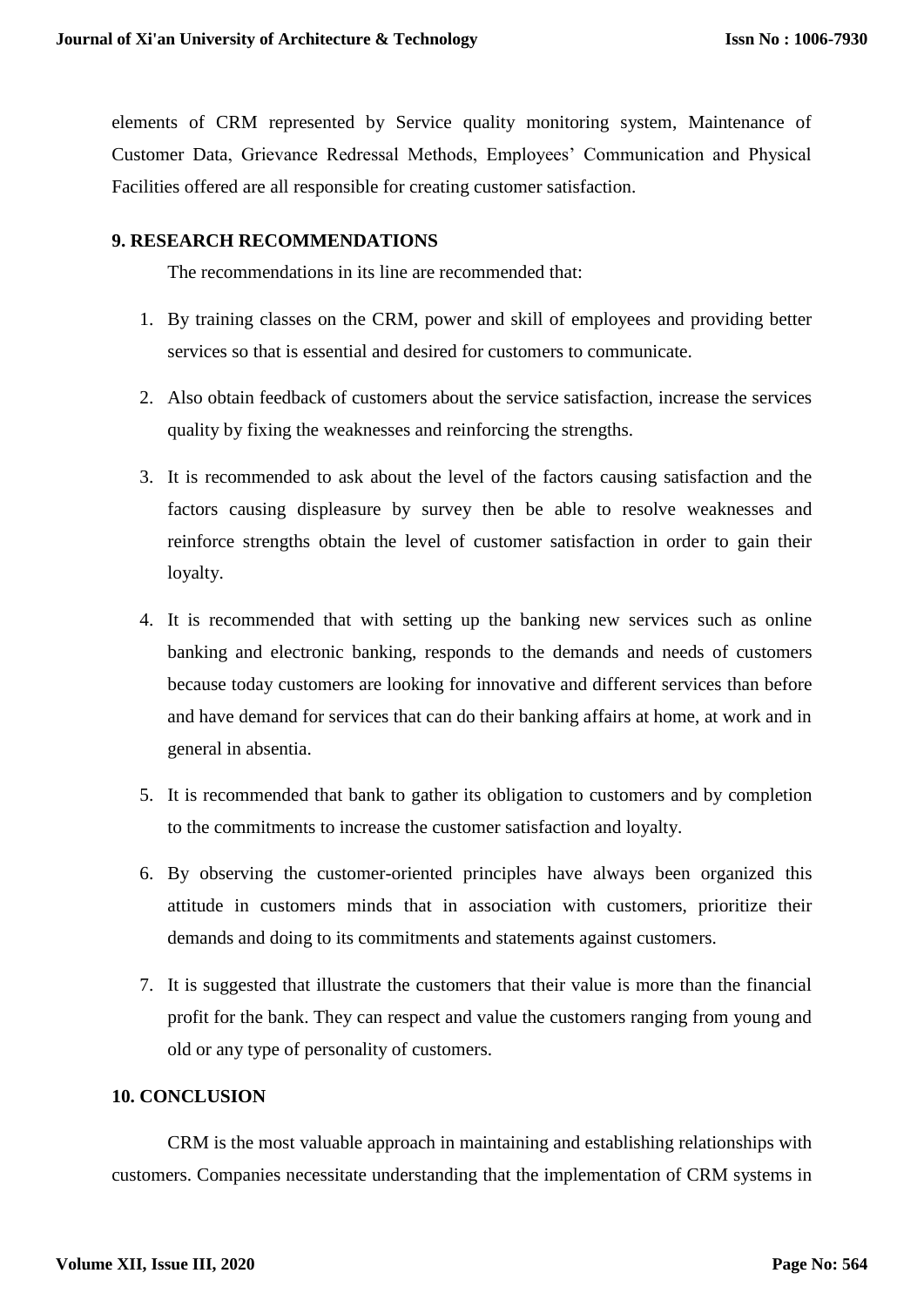elements of CRM represented by Service quality monitoring system, Maintenance of Customer Data, Grievance Redressal Methods, Employees' Communication and Physical Facilities offered are all responsible for creating customer satisfaction.

## 9. RESEARCH RECOMMENDATIONS

The recommendations in its line are recommended that:

1. By training classes on the CRM, power and skill of employees and providing better services so that is essential and desired for customers to communicate.
2. Also obtain feedback of customers about the service satisfaction, increase the services quality by fixing the weaknesses and reinforcing the strengths.
3. It is recommended to ask about the level of the factors causing satisfaction and the factors causing displeasure by survey then be able to resolve weaknesses and reinforce strengths obtain the level of customer satisfaction in order to gain their loyalty.
4. It is recommended that with setting up the banking new services such as online banking and electronic banking, responds to the demands and needs of customers because today customers are looking for innovative and different services than before and have demand for services that can do their banking affairs at home, at work and in general in absentia.
5. It is recommended that bank to gather its obligation to customers and by completion to the commitments to increase the customer satisfaction and loyalty.
6. By observing the customer-oriented principles have always been organized this attitude in customers minds that in association with customers, prioritize their demands and doing to its commitments and statements against customers.
7. It is suggested that illustrate the customers that their value is more than the financial profit for the bank. They can respect and value the customers ranging from young and old or any type of personality of customers.

## 10. CONCLUSION

CRM is the most valuable approach in maintaining and establishing relationships with customers. Companies necessitate understanding that the implementation of CRM systems in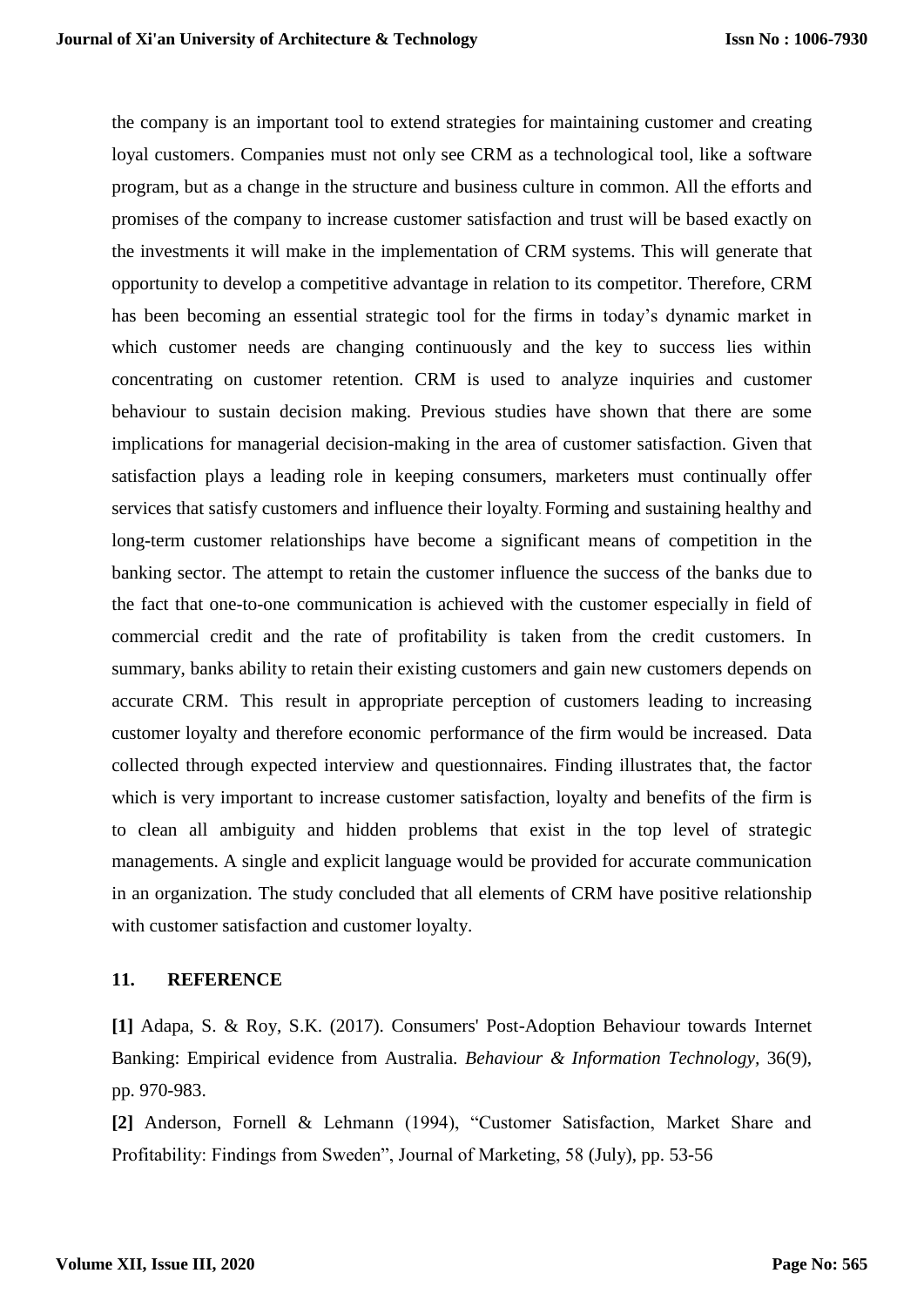the company is an important tool to extend strategies for maintaining customer and creating loyal customers. Companies must not only see CRM as a technological tool, like a software program, but as a change in the structure and business culture in common. All the efforts and promises of the company to increase customer satisfaction and trust will be based exactly on the investments it will make in the implementation of CRM systems. This will generate that opportunity to develop a competitive advantage in relation to its competitor. Therefore, CRM has been becoming an essential strategic tool for the firms in today's dynamic market in which customer needs are changing continuously and the key to success lies within concentrating on customer retention. CRM is used to analyze inquiries and customer behaviour to sustain decision making. Previous studies have shown that there are some implications for managerial decision-making in the area of customer satisfaction. Given that satisfaction plays a leading role in keeping consumers, marketers must continually offer services that satisfy customers and influence their loyalty. Forming and sustaining healthy and long-term customer relationships have become a significant means of competition in the banking sector. The attempt to retain the customer influence the success of the banks due to the fact that one-to-one communication is achieved with the customer especially in field of commercial credit and the rate of profitability is taken from the credit customers. In summary, banks ability to retain their existing customers and gain new customers depends on accurate CRM. This result in appropriate perception of customers leading to increasing customer loyalty and therefore economic performance of the firm would be increased. Data collected through expected interview and questionnaires. Finding illustrates that, the factor which is very important to increase customer satisfaction, loyalty and benefits of the firm is to clean all ambiguity and hidden problems that exist in the top level of strategic managements. A single and explicit language would be provided for accurate communication in an organization. The study concluded that all elements of CRM have positive relationship with customer satisfaction and customer loyalty.

## 11. REFERENCE

**[1]** Adapa, S. & Roy, S.K. (2017). Consumers' Post-Adoption Behaviour towards Internet Banking: Empirical evidence from Australia. *Behaviour & Information Technology*, 36(9), pp. 970-983.

**[2]** Anderson, Fornell & Lehmann (1994), "Customer Satisfaction, Market Share and Profitability: Findings from Sweden", Journal of Marketing, 58 (July), pp. 53-56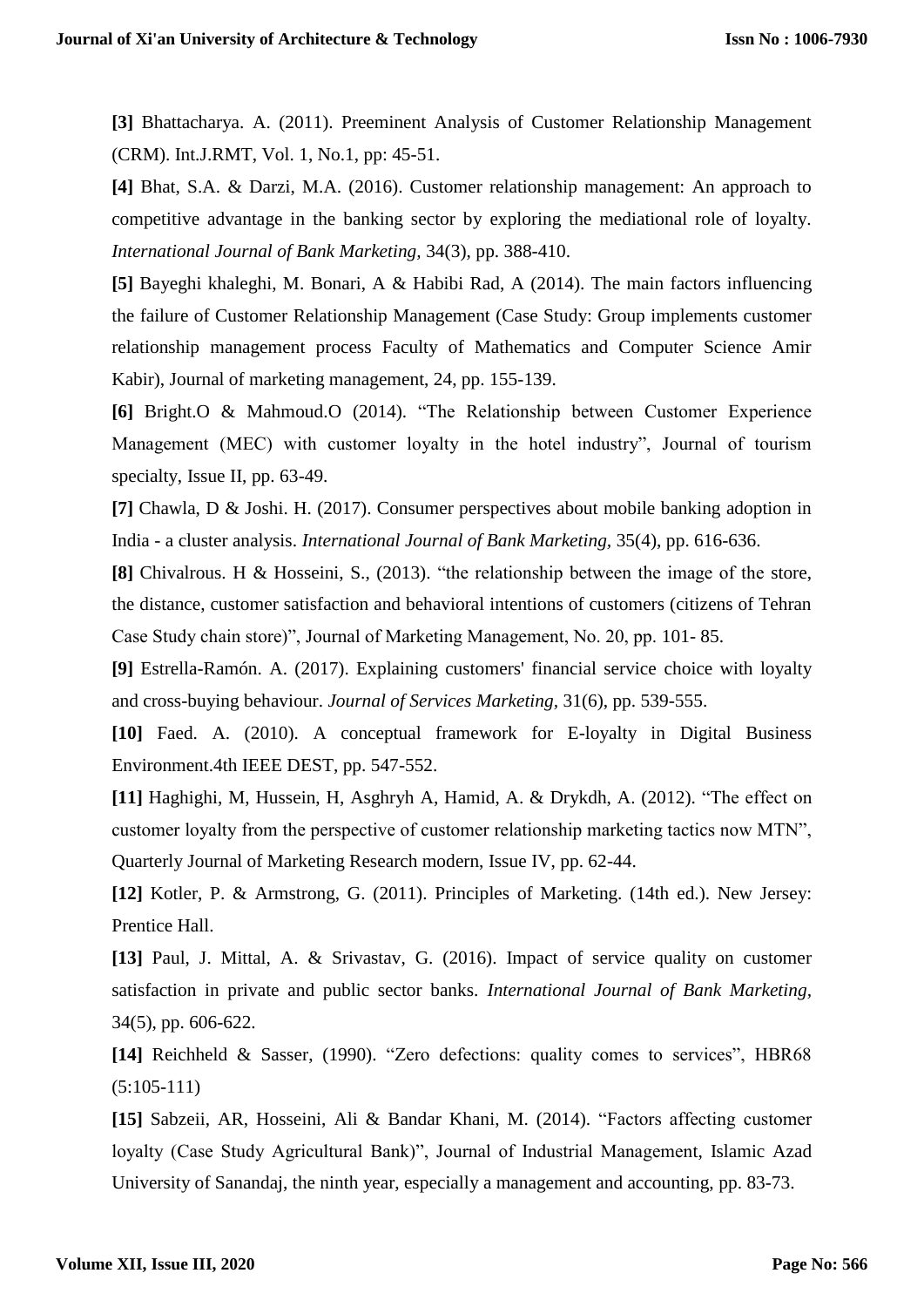**[3]** Bhattacharya. A. (2011). Preeminent Analysis of Customer Relationship Management (CRM). Int.J.RMT, Vol. 1, No.1, pp: 45-51.

**[4]** Bhat, S.A. & Darzi, M.A. (2016). Customer relationship management: An approach to competitive advantage in the banking sector by exploring the mediational role of loyalty. *International Journal of Bank Marketing,* 34(3), pp. 388-410.

**[5]** Bayeghi khaleghi, M. Bonari, A & Habibi Rad, A (2014). The main factors influencing the failure of Customer Relationship Management (Case Study: Group implements customer relationship management process Faculty of Mathematics and Computer Science Amir Kabir), Journal of marketing management, 24, pp. 155-139.

**[6]** Bright.O & Mahmoud.O (2014). "The Relationship between Customer Experience Management (MEC) with customer loyalty in the hotel industry", Journal of tourism specialty, Issue II, pp. 63-49.

**[7]** Chawla, D & Joshi. H. (2017). Consumer perspectives about mobile banking adoption in India - a cluster analysis. *International Journal of Bank Marketing,* 35(4), pp. 616-636.

**[8]** Chivalrous. H & Hosseini, S., (2013). "the relationship between the image of the store, the distance, customer satisfaction and behavioral intentions of customers (citizens of Tehran Case Study chain store)", Journal of Marketing Management, No. 20, pp. 101- 85.

**[9]** Estrella-Ramón. A. (2017). Explaining customers' financial service choice with loyalty and cross-buying behaviour. *Journal of Services Marketing,* 31(6), pp. 539-555.

**[10]** Faed. A. (2010). A conceptual framework for E-loyalty in Digital Business Environment.4th IEEE DEST, pp. 547-552.

**[11]** Haghighi, M, Hussein, H, Asghryh A, Hamid, A. & Drykdh, A. (2012). "The effect on customer loyalty from the perspective of customer relationship marketing tactics now MTN", Quarterly Journal of Marketing Research modern, Issue IV, pp. 62-44.

**[12]** Kotler, P. & Armstrong, G. (2011). Principles of Marketing. (14th ed.). New Jersey: Prentice Hall.

**[13]** Paul, J. Mittal, A. & Srivastav, G. (2016). Impact of service quality on customer satisfaction in private and public sector banks. *International Journal of Bank Marketing*, 34(5), pp. 606-622.

**[14]** Reichheld & Sasser, (1990). "Zero defections: quality comes to services", HBR68 (5:105-111)

**[15]** Sabzeii, AR, Hosseini, Ali & Bandar Khani, M. (2014). "Factors affecting customer loyalty (Case Study Agricultural Bank)", Journal of Industrial Management, Islamic Azad University of Sanandaj, the ninth year, especially a management and accounting, pp. 83-73.